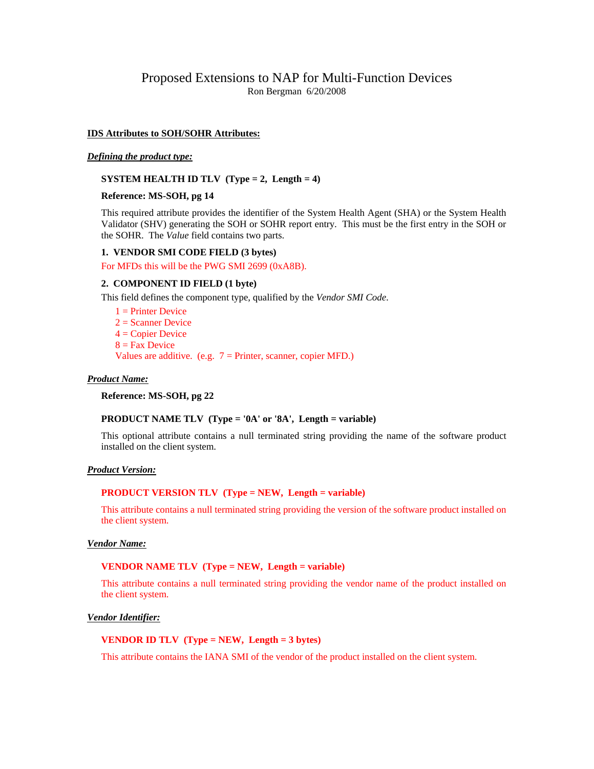# Proposed Extensions to NAP for Multi-Function Devices

Ron Bergman 6/20/2008

## IDS Attributes to SOH/SOHR Attributes:

### *Defining the product type:*

**SYSTEM HEALTH ID TLV (Type = 2, Length = 4)**

**Reference: MS-SOH, pg 14**

This required attribute provides the identifier of the System Health Agent (SHA) or the System Health Validator (SHV) generating the SOH or SOHR report entry. This must be the first entry in the SOH or the SOHR. The *Value* field contains two parts.

**1. VENDOR SMI CODE FIELD (3 bytes)**

For MFDs this will be the PWG SMI 2699 (0xA8B).

**2. COMPONENT ID FIELD (1 byte)**

This field defines the component type, qualified by the *Vendor SMI Code*.

1 = Printer Device
2 = Scanner Device
4 = Copier Device
8 = Fax Device
Values are additive. (e.g. 7 = Printer, scanner, copier MFD.)

### *Product Name:*

**Reference: MS-SOH, pg 22**

**PRODUCT NAME TLV (Type = '0A' or '8A', Length = variable)**

This optional attribute contains a null terminated string providing the name of the software product installed on the client system.

### *Product Version:*

**PRODUCT VERSION TLV (Type = NEW, Length = variable)**

This attribute contains a null terminated string providing the version of the software product installed on the client system.

### *Vendor Name:*

**VENDOR NAME TLV (Type = NEW, Length = variable)**

This attribute contains a null terminated string providing the vendor name of the product installed on the client system.

### *Vendor Identifier:*

**VENDOR ID TLV (Type = NEW, Length = 3 bytes)**

This attribute contains the IANA SMI of the vendor of the product installed on the client system.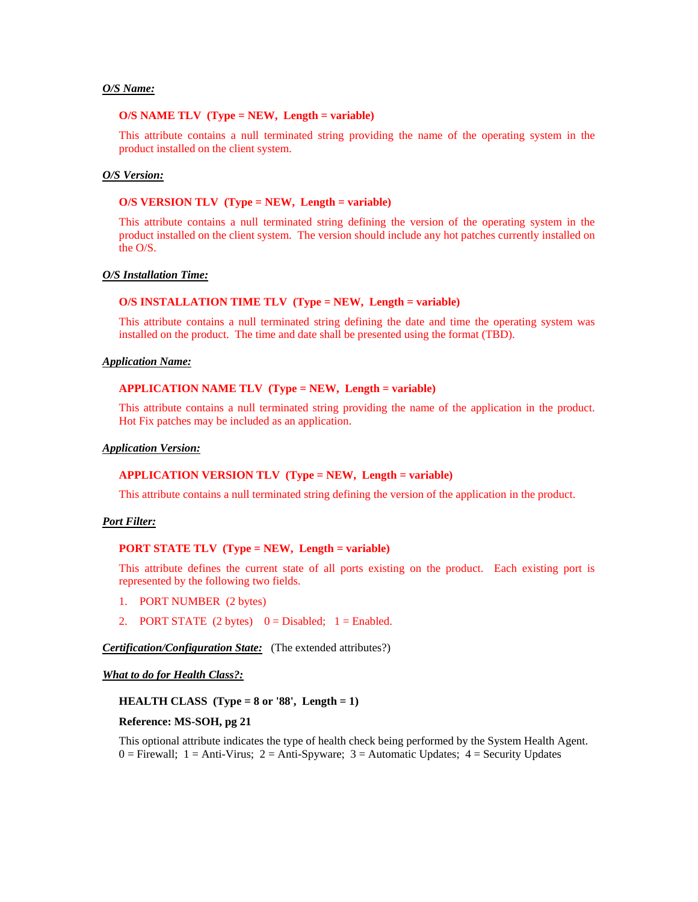***O/S Name:***

**O/S NAME TLV (Type = NEW, Length = variable)**

This attribute contains a null terminated string providing the name of the operating system in the product installed on the client system.

***O/S Version:***

**O/S VERSION TLV (Type = NEW, Length = variable)**

This attribute contains a null terminated string defining the version of the operating system in the product installed on the client system. The version should include any hot patches currently installed on the O/S.

***O/S Installation Time:***

**O/S INSTALLATION TIME TLV (Type = NEW, Length = variable)**

This attribute contains a null terminated string defining the date and time the operating system was installed on the product. The time and date shall be presented using the format (TBD).

***Application Name:***

**APPLICATION NAME TLV (Type = NEW, Length = variable)**

This attribute contains a null terminated string providing the name of the application in the product. Hot Fix patches may be included as an application.

***Application Version:***

**APPLICATION VERSION TLV (Type = NEW, Length = variable)**

This attribute contains a null terminated string defining the version of the application in the product.

***Port Filter:***

**PORT STATE TLV (Type = NEW, Length = variable)**

This attribute defines the current state of all ports existing on the product. Each existing port is represented by the following two fields.

1. PORT NUMBER (2 bytes)
2. PORT STATE (2 bytes) 0 = Disabled; 1 = Enabled.

***Certification/Configuration State:*** (The extended attributes?)

***What to do for Health Class?:***

**HEALTH CLASS (Type = 8 or '88', Length = 1)**

**Reference: MS-SOH, pg 21**

This optional attribute indicates the type of health check being performed by the System Health Agent. 0 = Firewall; 1 = Anti-Virus; 2 = Anti-Spyware; 3 = Automatic Updates; 4 = Security Updates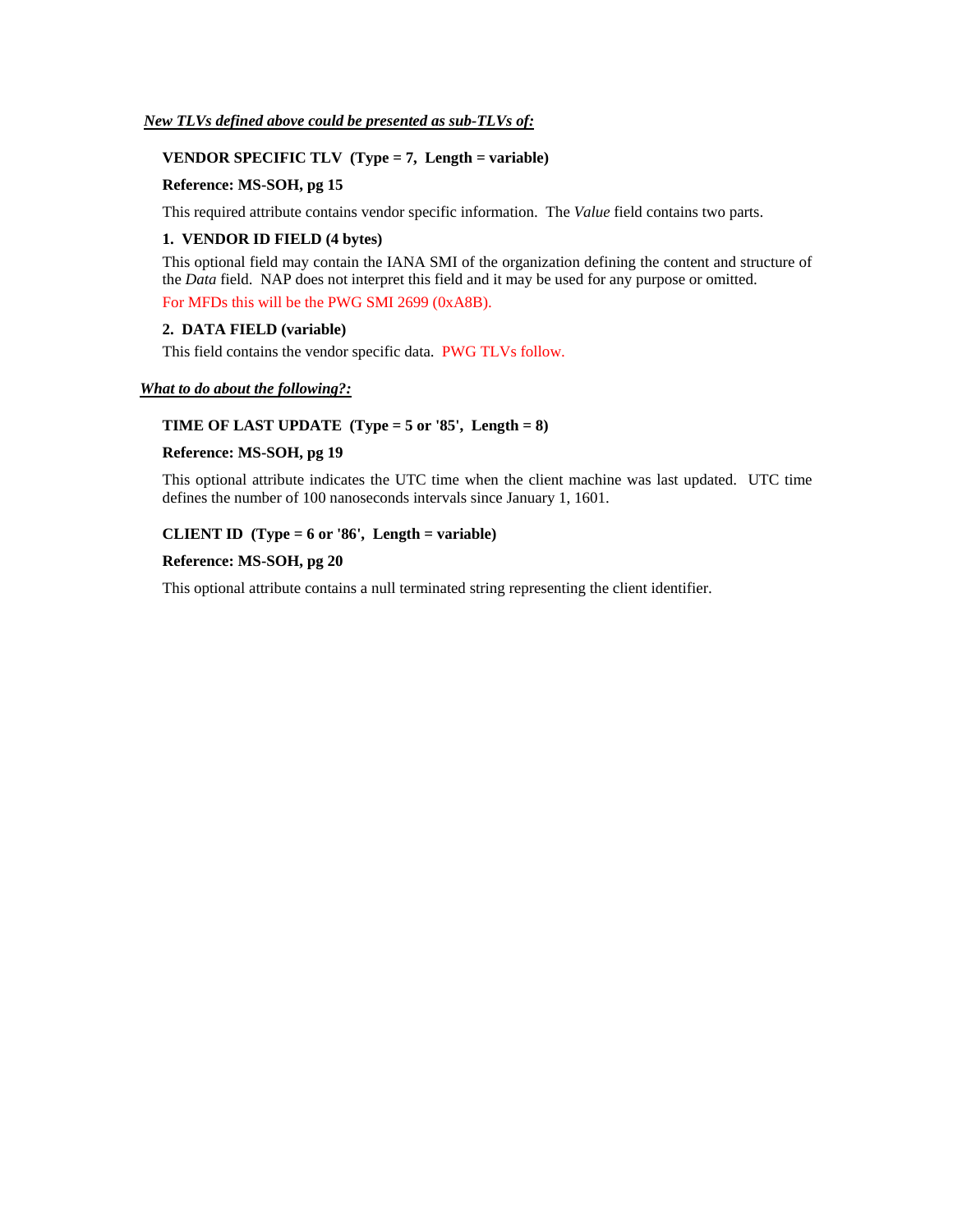***New TLVs defined above could be presented as sub-TLVs of:***

**VENDOR SPECIFIC TLV  (Type = 7,  Length = variable)**

**Reference: MS-SOH, pg 15**

This required attribute contains vendor specific information.  The *Value* field contains two parts.

**1.  VENDOR ID FIELD (4 bytes)**

This optional field may contain the IANA SMI of the organization defining the content and structure of the *Data* field.  NAP does not interpret this field and it may be used for any purpose or omitted.

For MFDs this will be the PWG SMI 2699 (0xA8B).

**2.  DATA FIELD (variable)**

This field contains the vendor specific data.  PWG TLVs follow.

***What to do about the following?:***

**TIME OF LAST UPDATE  (Type = 5 or '85',  Length = 8)**

**Reference: MS-SOH, pg 19**

This optional attribute indicates the UTC time when the client machine was last updated.  UTC time defines the number of 100 nanoseconds intervals since January 1, 1601.

**CLIENT ID  (Type = 6 or '86',  Length = variable)**

**Reference: MS-SOH, pg 20**

This optional attribute contains a null terminated string representing the client identifier.